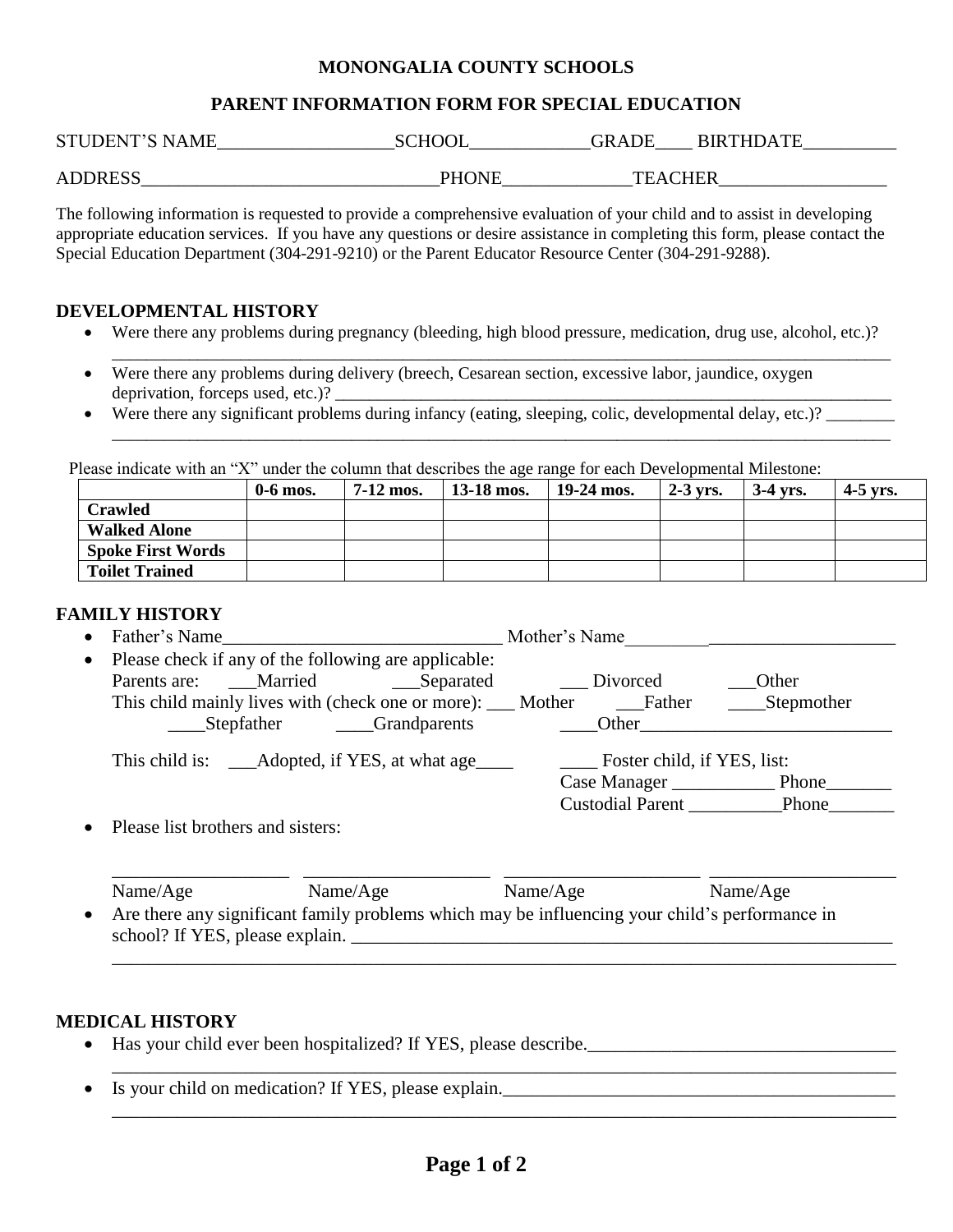# MONONGALIA COUNTY SCHOOLS

## PARENT INFORMATION FORM FOR SPECIAL EDUCATION

STUDENT'S NAME___________________SCHOOL_____________GRADE____ BIRTHDATE__________

ADDRESS________________________________PHONE______________TEACHER__________________

The following information is requested to provide a comprehensive evaluation of your child and to assist in developing appropriate education services. If you have any questions or desire assistance in completing this form, please contact the Special Education Department (304-291-9210) or the Parent Educator Resource Center (304-291-9288).

### DEVELOPMENTAL HISTORY

- Were there any problems during pregnancy (bleeding, high blood pressure, medication, drug use, alcohol, etc.)? ______________________________________________________________________________________________
- Were there any problems during delivery (breech, Cesarean section, excessive labor, jaundice, oxygen deprivation, forceps used, etc.)? ____________________________________________________________________
- Were there any significant problems during infancy (eating, sleeping, colic, developmental delay, etc.)? ________ ______________________________________________________________________________________________

Please indicate with an "X" under the column that describes the age range for each Developmental Milestone:

| | 0-6 mos. | 7-12 mos. | 13-18 mos. | 19-24 mos. | 2-3 yrs. | 3-4 yrs. | 4-5 yrs. |
|---|---|---|---|---|---|---|---|
| **Crawled** | | | | | | | |
| **Walked Alone** | | | | | | | |
| **Spoke First Words** | | | | | | | |
| **Toilet Trained** | | | | | | | |

### FAMILY HISTORY

- Father's Name______________________________ Mother's Name_____________________________
- Please check if any of the following are applicable:
  Parents are: ___Married ___Separated ___ Divorced ___Other
  This child mainly lives with (check one or more): ___ Mother ___Father ____Stepmother
  ____Stepfather ____Grandparents ____Other___________________________

  This child is: ___Adopted, if YES, at what age____ ____ Foster child, if YES, list:
  Case Manager ___________ Phone_______
  Custodial Parent __________Phone_______
- Please list brothers and sisters:

  ___________________ ___________________ ___________________ ___________________
  Name/Age Name/Age Name/Age Name/Age
- Are there any significant family problems which may be influencing your child's performance in school? If YES, please explain. ______________________________________________________________
  ______________________________________________________________________________________________

### MEDICAL HISTORY

- Has your child ever been hospitalized? If YES, please describe.__________________________________
  ______________________________________________________________________________________________
- Is your child on medication? If YES, please explain.___________________________________________
  ______________________________________________________________________________________________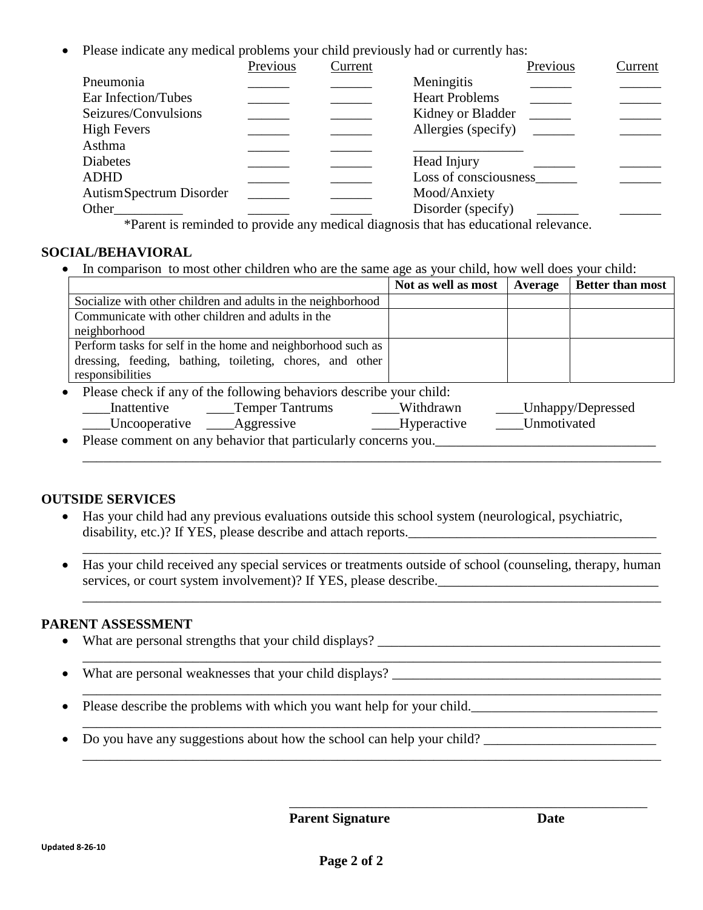- Please indicate any medical problems your child previously had or currently has:

| | Previous | Current | | Previous | Current |
|---|---|---|---|---|---|
| Pneumonia | ______ | ______ | Meningitis | ______ | ______ |
| Ear Infection/Tubes | ______ | ______ | Heart Problems | ______ | ______ |
| Seizures/Convulsions | ______ | ______ | Kidney or Bladder | ______ | ______ |
| High Fevers | ______ | ______ | Allergies (specify) | ______ | ______ |
| Asthma | ______ | ______ | ________________ | | |
| Diabetes | ______ | ______ | Head Injury | ______ | ______ |
| ADHD | ______ | ______ | Loss of consciousness | ______ | ______ |
| Autism Spectrum Disorder | ______ | ______ | Mood/Anxiety | | |
| Other__________ | ______ | ______ | Disorder (specify) | ______ | ______ |

*Parent is reminded to provide any medical diagnosis that has educational relevance.

## SOCIAL/BEHAVIORAL

- In comparison to most other children who are the same age as your child, how well does your child:

| | Not as well as most | Average | Better than most |
|---|---|---|---|
| Socialize with other children and adults in the neighborhood | | | |
| Communicate with other children and adults in the neighborhood | | | |
| Perform tasks for self in the home and neighborhood such as dressing, feeding, bathing, toileting, chores, and other responsibilities | | | |

- Please check if any of the following behaviors describe your child:
  ____Inattentive ____Temper Tantrums ____Withdrawn ____Unhappy/Depressed
  ____Uncooperative ____Aggressive ____Hyperactive ____Unmotivated
- Please comment on any behavior that particularly concerns you.________________________________
  ________________________________________________________________________________

## OUTSIDE SERVICES

- Has your child had any previous evaluations outside this school system (neurological, psychiatric, disability, etc.)? If YES, please describe and attach reports.____________________________________
  ________________________________________________________________________________
- Has your child received any special services or treatments outside of school (counseling, therapy, human services, or court system involvement)? If YES, please describe.________________________________
  ________________________________________________________________________________

## PARENT ASSESSMENT

- What are personal strengths that your child displays? __________________________________________
  ________________________________________________________________________________
- What are personal weaknesses that your child displays? ________________________________________
  ________________________________________________________________________________
- Please describe the problems with which you want help for your child.___________________________
  ________________________________________________________________________________
- Do you have any suggestions about how the school can help your child? _________________________
  ________________________________________________________________________________

______________________________________________________

**Parent Signature** **Date**

Updated 8-26-10